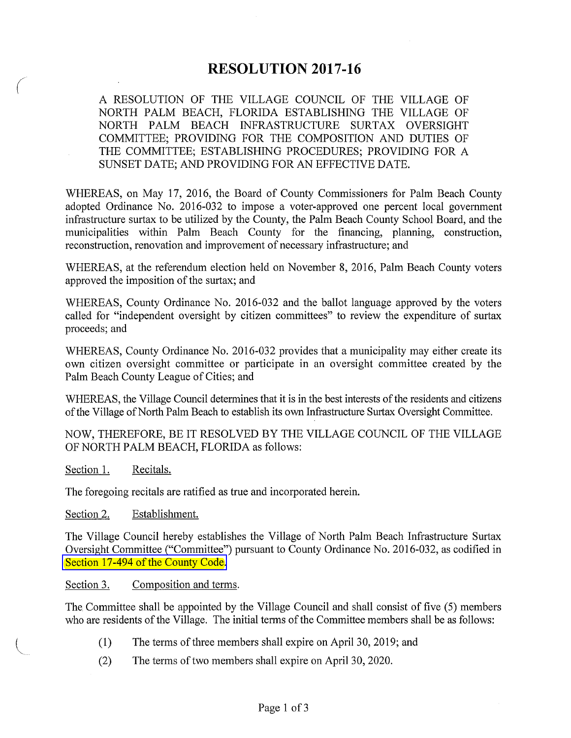# RESOLUTION 2017-16

A RESOLUTION OF THE VILLAGE COUNCIL OF THE VILLAGE OF NORTH PALM BEACH, FLORIDA ESTABLISHING THE VILLAGE OF NORTH PALM BEACH INFRASTRUCTURE SURTAX OVERSIGHT COMMITTEE; PROVIDING FOR THE COMPOSITION AND DUTIES OF THE COMMITTEE; ESTABLISHING PROCEDURES; PROVIDING FOR A SUNSET DATE; AND PROVIDING FOR AN EFFECTIVE DATE.

WHEREAS, on May 17, 2016, the Board of County Commissioners for Palm Beach County adopted Ordinance No. 2016-032 to impose a voter-approved one percent local government infrastructure surtax to be utilized by the County, the Palm Beach County School Board, and the municipalities within Palm Beach County for the financing, planning, construction, reconstruction, renovation and improvement of necessary infrastructure; and

WHEREAS, at the referendum election held on November 8, 2016, Palm Beach County voters approved the imposition of the surtax; and

WHEREAS, County Ordinance No. 2016-032 and the ballot language approved by the voters called for "independent oversight by citizen committees" to review the expenditure of surtax proceeds; and

WHEREAS, County Ordinance No. 2016-032 provides that a municipality may either create its own citizen oversight committee or participate in an oversight committee created by the Palm Beach County League of Cities; and

WHEREAS, the Village Council determines that it is in the best interests of the residents and citizens of the Village of North Palm Beach to establish its own Infrastructure Surtax Oversight Committee.

NOW, THEREFORE, BE IT RESOLVED BY THE VILLAGE COUNCIL OF THE VILLAGE OF NORTH PALM BEACH, FLORIDA as follows:

Section 1. Recitals.

The foregoing recitals are ratified as true and incorporated herein.

Section 2. Establishment.

The Village Council hereby establishes the Village of North Palm Beach Infrastructure Surtax Oversight Committee ("Committee") pursuant to County Ordinance No. 2016-032, as codified in Section 17-494 of the County Code.

Section 3. Composition and terms.

The Committee shall be appointed by the Village Council and shall consist of five (5) members who are residents of the Village. The initial terms of the Committee members shall be as follows:

(1) The terms of three members shall expire on April 30, 2019; and

(2) The terms of two members shall expire on April 30, 2020.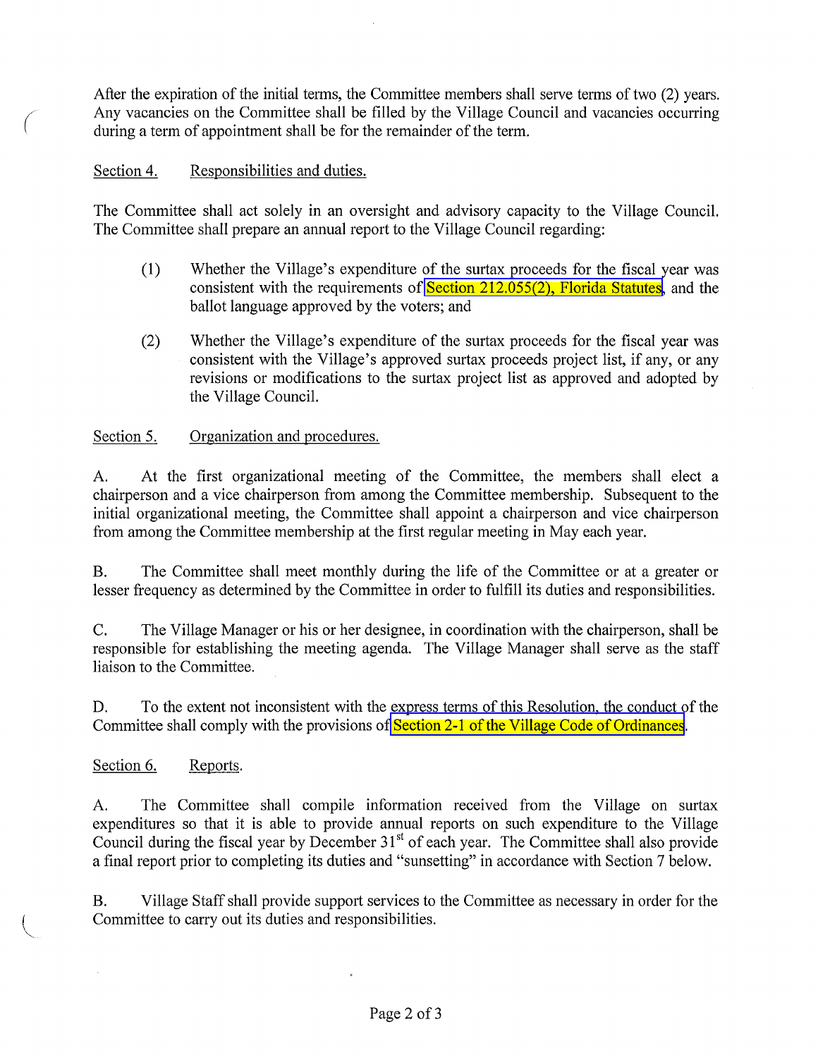After the expiration of the initial terms, the Committee members shall serve terms of two (2) years. Any vacancies on the Committee shall be filled by the Village Council and vacancies occurring during a term of appointment shall be for the remainder of the term.

Section 4. Responsibilities and duties.

The Committee shall act solely in an oversight and advisory capacity to the Village Council. The Committee shall prepare an annual report to the Village Council regarding:

(1) Whether the Village's expenditure of the surtax proceeds for the fiscal year was consistent with the requirements of Section 212.055(2), Florida Statutes, and the ballot language approved by the voters; and

(2) Whether the Village's expenditure of the surtax proceeds for the fiscal year was consistent with the Village's approved surtax proceeds project list, if any, or any revisions or modifications to the surtax project list as approved and adopted by the Village Council.

Section 5. Organization and procedures.

A. At the first organizational meeting of the Committee, the members shall elect a chairperson and a vice chairperson from among the Committee membership. Subsequent to the initial organizational meeting, the Committee shall appoint a chairperson and vice chairperson from among the Committee membership at the first regular meeting in May each year.

B. The Committee shall meet monthly during the life of the Committee or at a greater or lesser frequency as determined by the Committee in order to fulfill its duties and responsibilities.

C. The Village Manager or his or her designee, in coordination with the chairperson, shall be responsible for establishing the meeting agenda. The Village Manager shall serve as the staff liaison to the Committee.

D. To the extent not inconsistent with the express terms of this Resolution, the conduct of the Committee shall comply with the provisions of Section 2-1 of the Village Code of Ordinances.

Section 6. Reports.

A. The Committee shall compile information received from the Village on surtax expenditures so that it is able to provide annual reports on such expenditure to the Village Council during the fiscal year by December 31st of each year. The Committee shall also provide a final report prior to completing its duties and "sunsetting" in accordance with Section 7 below.

B. Village Staff shall provide support services to the Committee as necessary in order for the Committee to carry out its duties and responsibilities.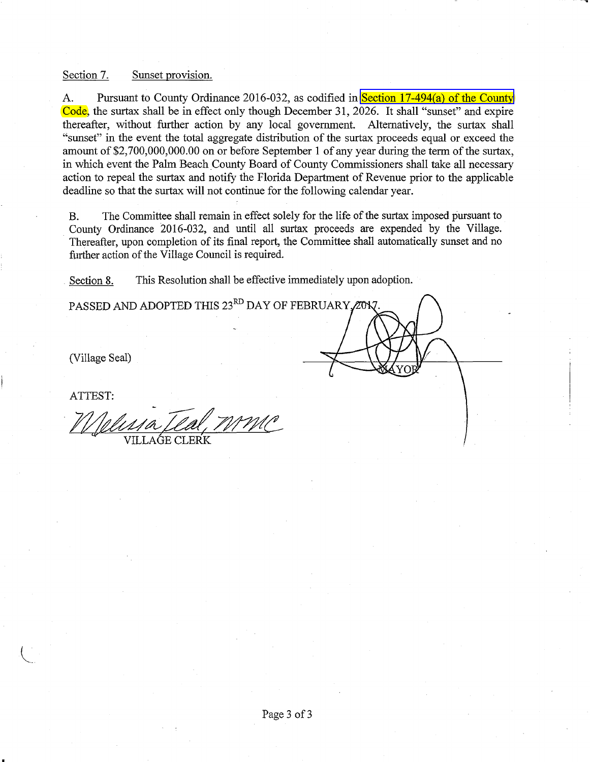Section 7. Sunset provision.

A. Pursuant to County Ordinance 2016-032, as codified in Section 17-494(a) of the County Code, the surtax shall be in effect only though December 31, 2026. It shall "sunset" and expire thereafter, without further action by any local government. Alternatively, the surtax shall "sunset" in the event the total aggregate distribution of the surtax proceeds equal or exceed the amount of $2,700,000,000.00 on or before September 1 of any year during the term of the surtax, in which event the Palm Beach County Board of County Commissioners shall take all necessary action to repeal the surtax and notify the Florida Department of Revenue prior to the applicable deadline so that the surtax will not continue for the following calendar year.

B. The Committee shall remain in effect solely for the life of the surtax imposed pursuant to County Ordinance 2016-032, and until all surtax proceeds are expended by the Village. Thereafter, upon completion of its final report, the Committee shall automatically sunset and no further action of the Village Council is required.

Section 8. This Resolution shall be effective immediately upon adoption.

PASSED AND ADOPTED THIS 23RD DAY OF FEBRUARY, 2017.

MAYOR

(Village Seal)

ATTEST:

Melissa Teal, MMC

VILLAGE CLERK